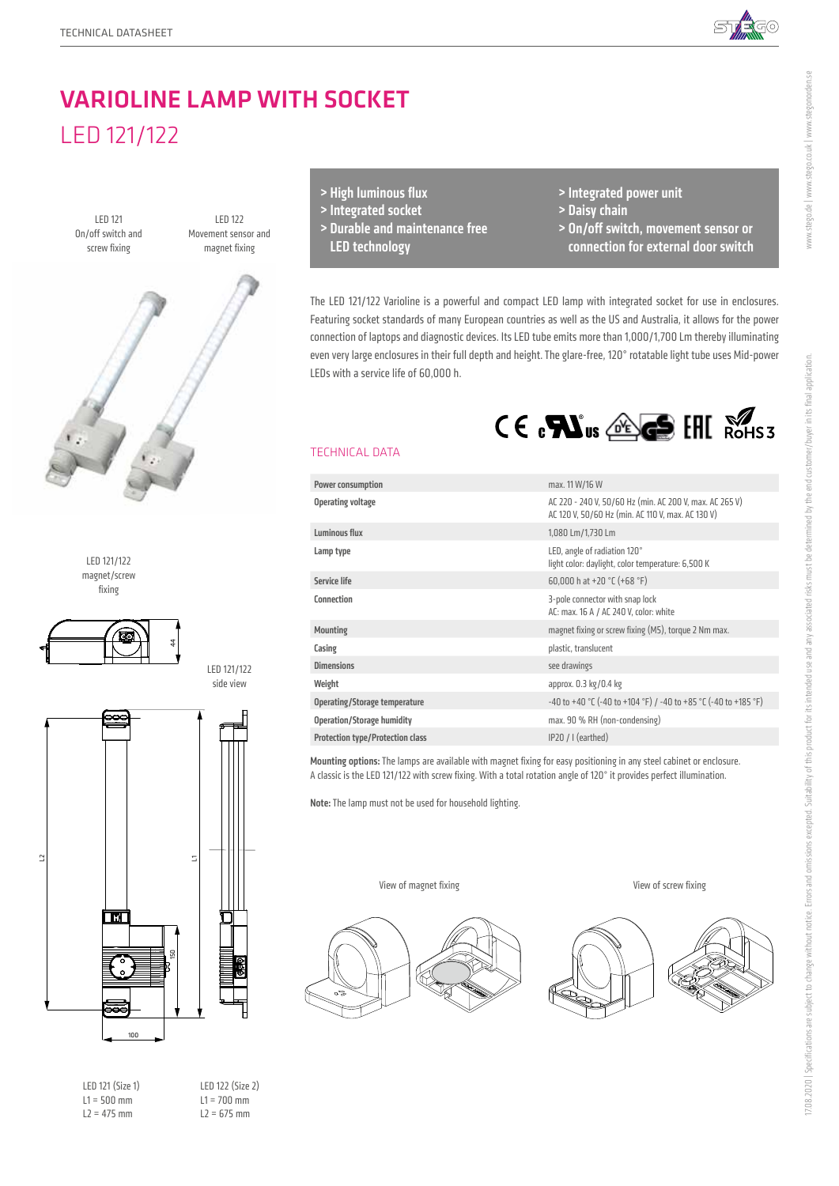# VARIOLINE LAMP WITH SOCKET

## LED 121/122

- > High luminous flux
- > Integrated socket
- > Durable and maintenance free LED technology
- > Integrated power unit
- > Daisy chain
- > On/off switch, movement sensor or connection for external door switch

The LED 121/122 Varioline is a powerful and compact LED lamp with integrated socket for use in enclosures. Featuring socket standards of many European countries as well as the US and Australia, it allows for the power connection of laptops and diagnostic devices. Its LED tube emits more than 1,000/1,700 Lm thereby illuminating even very large enclosures in their full depth and height. The glare-free, 120° rotatable light tube uses Mid-power LEDs with a service life of 60,000 h.

LED 121
On/off switch and screw fixing

LED 122
Movement sensor and magnet fixing

LED 121/122
magnet/screw fixing

LED 121/122
side view

LED 121 (Size 1)
L1 = 500 mm
L2 = 475 mm

LED 122 (Size 2)
L1 = 700 mm
L2 = 675 mm

### TECHNICAL DATA

| | |
|---|---|
| **Power consumption** | max. 11 W/16 W |
| **Operating voltage** | AC 220 - 240 V, 50/60 Hz (min. AC 200 V, max. AC 265 V)<br>AC 120 V, 50/60 Hz (min. AC 110 V, max. AC 130 V) |
| **Luminous flux** | 1,080 Lm/1,730 Lm |
| **Lamp type** | LED, angle of radiation 120°<br>light color: daylight, color temperature: 6,500 K |
| **Service life** | 60,000 h at +20 °C (+68 °F) |
| **Connection** | 3-pole connector with snap lock<br>AC: max. 16 A / AC 240 V, color: white |
| **Mounting** | magnet fixing or screw fixing (M5), torque 2 Nm max. |
| **Casing** | plastic, translucent |
| **Dimensions** | see drawings |
| **Weight** | approx. 0.3 kg/0.4 kg |
| **Operating/Storage temperature** | -40 to +40 °C (-40 to +104 °F) / -40 to +85 °C (-40 to +185 °F) |
| **Operation/Storage humidity** | max. 90 % RH (non-condensing) |
| **Protection type/Protection class** | IP20 / I (earthed) |

**Mounting options:** The lamps are available with magnet fixing for easy positioning in any steel cabinet or enclosure. A classic is the LED 121/122 with screw fixing. With a total rotation angle of 120° it provides perfect illumination.

**Note:** The lamp must not be used for household lighting.

View of magnet fixing

View of screw fixing

17.08.2020 | Specifications are subject to change without notice. Errors and omissions excepted. Suitability of this product for its intended use and any associated risks must be determined by the end customer/buyer in its final application.

www.stego.de | www.stego.co.uk | www.stegonorden.se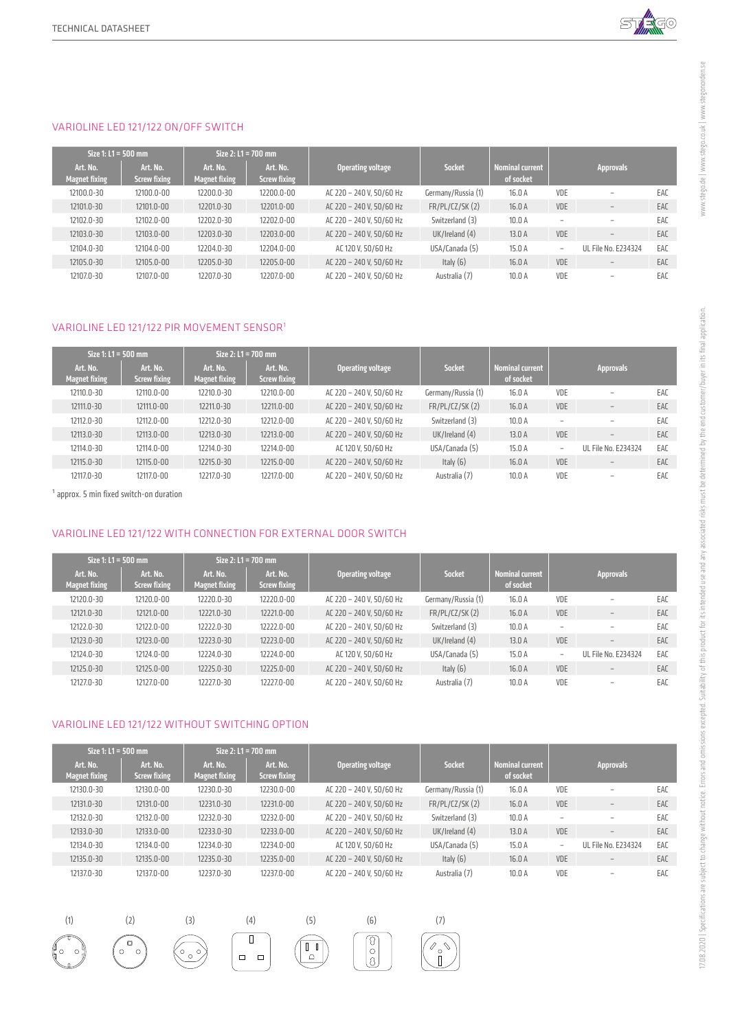## VARIOLINE LED 121/122 ON/OFF SWITCH

| Size 1: L1 = 500 mm | | Size 2: L1 = 700 mm | | Operating voltage | Socket | Nominal current of socket | Approvals | | |
|---|---|---|---|---|---|---|---|---|---|
| Art. No. Magnet fixing | Art. No. Screw fixing | Art. No. Magnet fixing | Art. No. Screw fixing | | | | | | |
| 12100.0-30 | 12100.0-00 | 12200.0-30 | 12200.0-00 | AC 220 – 240 V, 50/60 Hz | Germany/Russia (1) | 16.0 A | VDE | – | EAC |
| 12101.0-30 | 12101.0-00 | 12201.0-30 | 12201.0-00 | AC 220 – 240 V, 50/60 Hz | FR/PL/CZ/SK (2) | 16.0 A | VDE | – | EAC |
| 12102.0-30 | 12102.0-00 | 12202.0-30 | 12202.0-00 | AC 220 – 240 V, 50/60 Hz | Switzerland (3) | 10.0 A | – | – | EAC |
| 12103.0-30 | 12103.0-00 | 12203.0-30 | 12203.0-00 | AC 220 – 240 V, 50/60 Hz | UK/Ireland (4) | 13.0 A | VDE | – | EAC |
| 12104.0-30 | 12104.0-00 | 12204.0-30 | 12204.0-00 | AC 120 V, 50/60 Hz | USA/Canada (5) | 15.0 A | – | UL File No. E234324 | EAC |
| 12105.0-30 | 12105.0-00 | 12205.0-30 | 12205.0-00 | AC 220 – 240 V, 50/60 Hz | Italy (6) | 16.0 A | VDE | – | EAC |
| 12107.0-30 | 12107.0-00 | 12207.0-30 | 12207.0-00 | AC 220 – 240 V, 50/60 Hz | Australia (7) | 10.0 A | VDE | – | EAC |

## VARIOLINE LED 121/122 PIR MOVEMENT SENSOR[1]

| Size 1: L1 = 500 mm | | Size 2: L1 = 700 mm | | Operating voltage | Socket | Nominal current of socket | Approvals | | |
|---|---|---|---|---|---|---|---|---|---|
| Art. No. Magnet fixing | Art. No. Screw fixing | Art. No. Magnet fixing | Art. No. Screw fixing | | | | | | |
| 12110.0-30 | 12110.0-00 | 12210.0-30 | 12210.0-00 | AC 220 – 240 V, 50/60 Hz | Germany/Russia (1) | 16.0 A | VDE | – | EAC |
| 12111.0-30 | 12111.0-00 | 12211.0-30 | 12211.0-00 | AC 220 – 240 V, 50/60 Hz | FR/PL/CZ/SK (2) | 16.0 A | VDE | – | EAC |
| 12112.0-30 | 12112.0-00 | 12212.0-30 | 12212.0-00 | AC 220 – 240 V, 50/60 Hz | Switzerland (3) | 10.0 A | – | – | EAC |
| 12113.0-30 | 12113.0-00 | 12213.0-30 | 12213.0-00 | AC 220 – 240 V, 50/60 Hz | UK/Ireland (4) | 13.0 A | VDE | – | EAC |
| 12114.0-30 | 12114.0-00 | 12214.0-30 | 12214.0-00 | AC 120 V, 50/60 Hz | USA/Canada (5) | 15.0 A | – | UL File No. E234324 | EAC |
| 12115.0-30 | 12115.0-00 | 12215.0-30 | 12215.0-00 | AC 220 – 240 V, 50/60 Hz | Italy (6) | 16.0 A | VDE | – | EAC |
| 12117.0-30 | 12117.0-00 | 12217.0-30 | 12217.0-00 | AC 220 – 240 V, 50/60 Hz | Australia (7) | 10.0 A | VDE | – | EAC |

[1] approx. 5 min fixed switch-on duration

## VARIOLINE LED 121/122 WITH CONNECTION FOR EXTERNAL DOOR SWITCH

| Size 1: L1 = 500 mm | | Size 2: L1 = 700 mm | | Operating voltage | Socket | Nominal current of socket | Approvals | | |
|---|---|---|---|---|---|---|---|---|---|
| Art. No. Magnet fixing | Art. No. Screw fixing | Art. No. Magnet fixing | Art. No. Screw fixing | | | | | | |
| 12120.0-30 | 12120.0-00 | 12220.0-30 | 12220.0-00 | AC 220 – 240 V, 50/60 Hz | Germany/Russia (1) | 16.0 A | VDE | – | EAC |
| 12121.0-30 | 12121.0-00 | 12221.0-30 | 12221.0-00 | AC 220 – 240 V, 50/60 Hz | FR/PL/CZ/SK (2) | 16.0 A | VDE | – | EAC |
| 12122.0-30 | 12122.0-00 | 12222.0-30 | 12222.0-00 | AC 220 – 240 V, 50/60 Hz | Switzerland (3) | 10.0 A | – | – | EAC |
| 12123.0-30 | 12123.0-00 | 12223.0-30 | 12223.0-00 | AC 220 – 240 V, 50/60 Hz | UK/Ireland (4) | 13.0 A | VDE | – | EAC |
| 12124.0-30 | 12124.0-00 | 12224.0-30 | 12224.0-00 | AC 120 V, 50/60 Hz | USA/Canada (5) | 15.0 A | – | UL File No. E234324 | EAC |
| 12125.0-30 | 12125.0-00 | 12225.0-30 | 12225.0-00 | AC 220 – 240 V, 50/60 Hz | Italy (6) | 16.0 A | VDE | – | EAC |
| 12127.0-30 | 12127.0-00 | 12227.0-30 | 12227.0-00 | AC 220 – 240 V, 50/60 Hz | Australia (7) | 10.0 A | VDE | – | EAC |

## VARIOLINE LED 121/122 WITHOUT SWITCHING OPTION

| Size 1: L1 = 500 mm | | Size 2: L1 = 700 mm | | Operating voltage | Socket | Nominal current of socket | Approvals | | |
|---|---|---|---|---|---|---|---|---|---|
| Art. No. Magnet fixing | Art. No. Screw fixing | Art. No. Magnet fixing | Art. No. Screw fixing | | | | | | |
| 12130.0-30 | 12130.0-00 | 12230.0-30 | 12230.0-00 | AC 220 – 240 V, 50/60 Hz | Germany/Russia (1) | 16.0 A | VDE | – | EAC |
| 12131.0-30 | 12131.0-00 | 12231.0-30 | 12231.0-00 | AC 220 – 240 V, 50/60 Hz | FR/PL/CZ/SK (2) | 16.0 A | VDE | – | EAC |
| 12132.0-30 | 12132.0-00 | 12232.0-30 | 12232.0-00 | AC 220 – 240 V, 50/60 Hz | Switzerland (3) | 10.0 A | – | – | EAC |
| 12133.0-30 | 12133.0-00 | 12233.0-30 | 12233.0-00 | AC 220 – 240 V, 50/60 Hz | UK/Ireland (4) | 13.0 A | VDE | – | EAC |
| 12134.0-30 | 12134.0-00 | 12234.0-30 | 12234.0-00 | AC 120 V, 50/60 Hz | USA/Canada (5) | 15.0 A | – | UL File No. E234324 | EAC |
| 12135.0-30 | 12135.0-00 | 12235.0-30 | 12235.0-00 | AC 220 – 240 V, 50/60 Hz | Italy (6) | 16.0 A | VDE | – | EAC |
| 12137.0-30 | 12137.0-00 | 12237.0-30 | 12237.0-00 | AC 220 – 240 V, 50/60 Hz | Australia (7) | 10.0 A | VDE | – | EAC |

(1) (2) (3) (4) (5) (6) (7)

17.08.2020 | Specifications are subject to change without notice. Errors and omissions excepted. Suitability of this product for its intended use and any associated risks must be determined by the end customer/buyer in its final application.

www.stego.de | www.stego.co.uk | www.stegonorden.se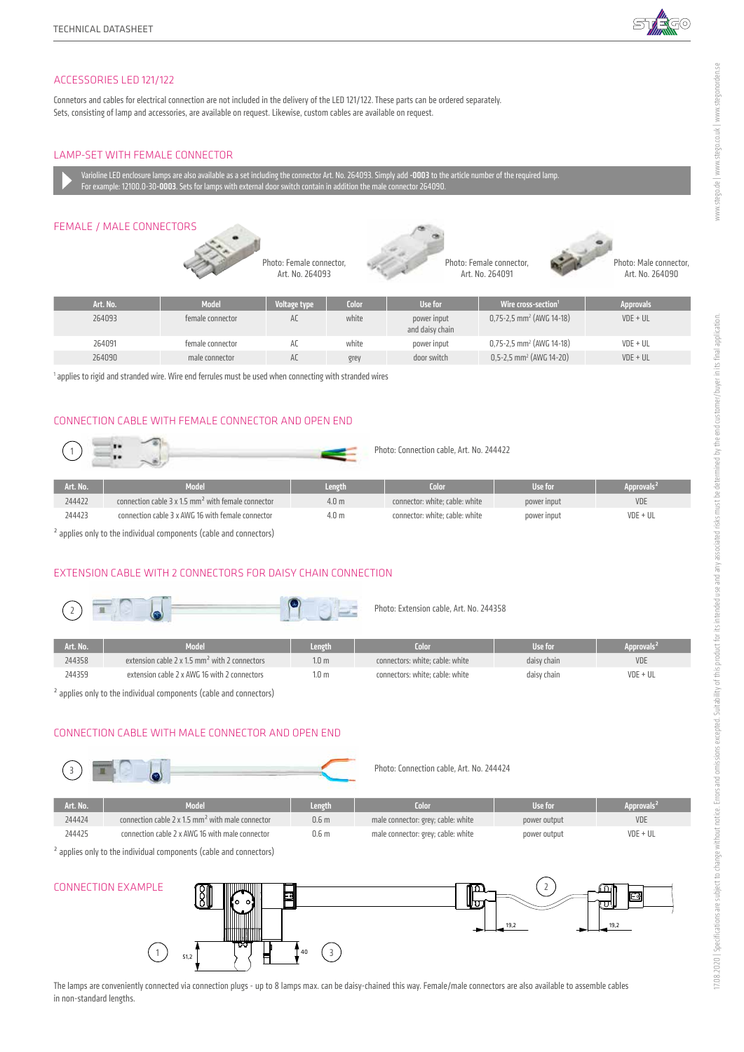## ACCESSORIES LED 121/122

Connetors and cables for electrical connection are not included in the delivery of the LED 121/122. These parts can be ordered separately. Sets, consisting of lamp and accessories, are available on request. Likewise, custom cables are available on request.

## LAMP-SET WITH FEMALE CONNECTOR

Varioline LED enclosure lamps are also available as a set including the connector Art. No. 264093. Simply add **-0003** to the article number of the required lamp. For example: 12100.0-30-**0003**. Sets for lamps with external door switch contain in addition the male connector 264090.

## FEMALE / MALE CONNECTORS

Photo: Female connector, Art. No. 264093

Photo: Female connector, Art. No. 264091

Photo: Male connector, Art. No. 264090

| Art. No. | Model | Voltage type | Color | Use for | Wire cross-section[1] | Approvals |
|---|---|---|---|---|---|---|
| 264093 | female connector | AC | white | power input and daisy chain | 0,75-2,5 mm² (AWG 14-18) | VDE + UL |
| 264091 | female connector | AC | white | power input | 0,75-2,5 mm² (AWG 14-18) | VDE + UL |
| 264090 | male connector | AC | grey | door switch | 0,5-2,5 mm² (AWG 14-20) | VDE + UL |

[1] applies to rigid and stranded wire. Wire end ferrules must be used when connecting with stranded wires

## CONNECTION CABLE WITH FEMALE CONNECTOR AND OPEN END

1

Photo: Connection cable, Art. No. 244422

| Art. No. | Model | Length | Color | Use for | Approvals[2] |
|---|---|---|---|---|---|
| 244422 | connection cable 3 x 1.5 mm² with female connector | 4.0 m | connector: white; cable: white | power input | VDE |
| 244423 | connection cable 3 x AWG 16 with female connector | 4.0 m | connector: white; cable: white | power input | VDE + UL |

[2] applies only to the individual components (cable and connectors)

## EXTENSION CABLE WITH 2 CONNECTORS FOR DAISY CHAIN CONNECTION

2

Photo: Extension cable, Art. No. 244358

| Art. No. | Model | Length | Color | Use for | Approvals[2] |
|---|---|---|---|---|---|
| 244358 | extension cable 2 x 1.5 mm² with 2 connectors | 1.0 m | connectors: white; cable: white | daisy chain | VDE |
| 244359 | extension cable 2 x AWG 16 with 2 connectors | 1.0 m | connectors: white; cable: white | daisy chain | VDE + UL |

[2] applies only to the individual components (cable and connectors)

## CONNECTION CABLE WITH MALE CONNECTOR AND OPEN END

3

Photo: Connection cable, Art. No. 244424

| Art. No. | Model | Length | Color | Use for | Approvals[2] |
|---|---|---|---|---|---|
| 244424 | connection cable 2 x 1.5 mm² with male connector | 0.6 m | male connector: grey; cable: white | power output | VDE |
| 244425 | connection cable 2 x AWG 16 with male connector | 0.6 m | male connector: grey; cable: white | power output | VDE + UL |

[2] applies only to the individual components (cable and connectors)

## CONNECTION EXAMPLE

1
51,2
40
3
2
19,2
19,2

The lamps are conveniently connected via connection plugs - up to 8 lamps max. can be daisy-chained this way. Female/male connectors are also available to assemble cables in non-standard lengths.

17.08.2020 | Specifications are subject to change without notice. Errors and omissions excepted. Suitability of this product for its intended use and any associated risks must be determined by the end customer/buyer in its final application.